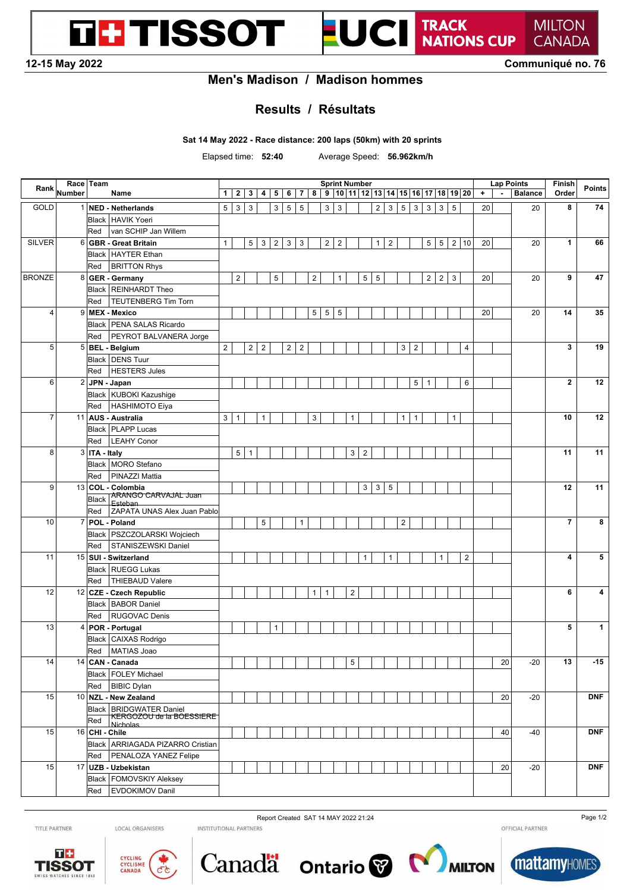# Men's Madison / Madison hommes

## Results / Résultats

**Sat 14 May 2022 - Race distance: 200 laps (50km) with 20 sprints**

Elapsed time: **52:40** Average Speed: **56.962km/h**

| Rank | Race Number | Team | Name | Sprint Number | | | | | | | | | | | | | | | | | | | | Lap Points | | | Finish Order | Points |
|---|---|---|---|---|---|---|---|---|---|---|---|---|---|---|---|---|---|---|---|---|---|---|---|---|---|---|---|---|
| | | | | 1 | 2 | 3 | 4 | 5 | 6 | 7 | 8 | 9 | 10 | 11 | 12 | 13 | 14 | 15 | 16 | 17 | 18 | 19 | 20 | + | - | Balance | | |
| GOLD | 1 | **NED - Netherlands** | | 5 | 3 | 3 | | 3 | 5 | 5 | | 3 | 3 | | | 2 | 3 | 5 | 3 | 3 | 3 | 5 | | 20 | | 20 | **8** | **74** |
| | | Black | HAVIK Yoeri | | | | | | | | | | | | | | | | | | | | | | | | | |
| | | Red | van SCHIP Jan Willem | | | | | | | | | | | | | | | | | | | | | | | | | |
| SILVER | 6 | **GBR - Great Britain** | | 1 | | 5 | 3 | 2 | 3 | 3 | | 2 | 2 | | | 1 | 2 | | | 5 | 5 | 2 | 10 | 20 | | 20 | **1** | **66** |
| | | Black | HAYTER Ethan | | | | | | | | | | | | | | | | | | | | | | | | | |
| | | Red | BRITTON Rhys | | | | | | | | | | | | | | | | | | | | | | | | | |
| BRONZE | 8 | **GER - Germany** | | | 2 | | | 5 | | | 2 | | 1 | | 5 | 5 | | | | 2 | 2 | 3 | | 20 | | 20 | **9** | **47** |
| | | Black | REINHARDT Theo | | | | | | | | | | | | | | | | | | | | | | | | | |
| | | Red | TEUTENBERG Tim Torn | | | | | | | | | | | | | | | | | | | | | | | | | |
| 4 | 9 | **MEX - Mexico** | | | | | | | | | 5 | 5 | 5 | | | | | | | | | | | 20 | | 20 | **14** | **35** |
| | | Black | PENA SALAS Ricardo | | | | | | | | | | | | | | | | | | | | | | | | | |
| | | Red | PEYROT BALVANERA Jorge | | | | | | | | | | | | | | | | | | | | | | | | | |
| 5 | 5 | **BEL - Belgium** | | 2 | | 2 | 2 | | 2 | 2 | | | | | | | | 3 | 2 | | | | 4 | | | | **3** | **19** |
| | | Black | DENS Tuur | | | | | | | | | | | | | | | | | | | | | | | | | |
| | | Red | HESTERS Jules | | | | | | | | | | | | | | | | | | | | | | | | | |
| 6 | 2 | **JPN - Japan** | | | | | | | | | | | | | | | | | 5 | 1 | | | 6 | | | | **2** | **12** |
| | | Black | KUBOKI Kazushige | | | | | | | | | | | | | | | | | | | | | | | | | |
| | | Red | HASHIMOTO Eiya | | | | | | | | | | | | | | | | | | | | | | | | | |
| 7 | 11 | **AUS - Australia** | | 3 | 1 | | 1 | | | | 3 | | | 1 | | | | 1 | 1 | | | 1 | | | | | **10** | **12** |
| | | Black | PLAPP Lucas | | | | | | | | | | | | | | | | | | | | | | | | | |
| | | Red | LEAHY Conor | | | | | | | | | | | | | | | | | | | | | | | | | |
| 8 | 3 | **ITA - Italy** | | | 5 | 1 | | | | | | | | 3 | 2 | | | | | | | | | | | | **11** | **11** |
| | | Black | MORO Stefano | | | | | | | | | | | | | | | | | | | | | | | | | |
| | | Red | PINAZZI Mattia | | | | | | | | | | | | | | | | | | | | | | | | | |
| 9 | 13 | **COL - Colombia** | | | | | | | | | | | | | 3 | 3 | 5 | | | | | | | | | | **12** | **11** |
| | | Black | ARANGO CARVAJAL Juan Esteban | | | | | | | | | | | | | | | | | | | | | | | | | |
| | | Red | ZAPATA UNAS Alex Juan Pablo | | | | | | | | | | | | | | | | | | | | | | | | | |
| 10 | 7 | **POL - Poland** | | | | | 5 | | | 1 | | | | | | | | 2 | | | | | | | | | **7** | **8** |
| | | Black | PSZCZOLARSKI Wojciech | | | | | | | | | | | | | | | | | | | | | | | | | |
| | | Red | STANISZEWSKI Daniel | | | | | | | | | | | | | | | | | | | | | | | | | |
| 11 | 15 | **SUI - Switzerland** | | | | | | | | | | | | | 1 | | 1 | | | | 1 | | 2 | | | | **4** | **5** |
| | | Black | RUEGG Lukas | | | | | | | | | | | | | | | | | | | | | | | | | |
| | | Red | THIEBAUD Valere | | | | | | | | | | | | | | | | | | | | | | | | | |
| 12 | 12 | **CZE - Czech Republic** | | | | | | | | | 1 | 1 | | 2 | | | | | | | | | | | | | **6** | **4** |
| | | Black | BABOR Daniel | | | | | | | | | | | | | | | | | | | | | | | | | |
| | | Red | RUGOVAC Denis | | | | | | | | | | | | | | | | | | | | | | | | | |
| 13 | 4 | **POR - Portugal** | | | | | | 1 | | | | | | | | | | | | | | | | | | | **5** | **1** |
| | | Black | CAIXAS Rodrigo | | | | | | | | | | | | | | | | | | | | | | | | | |
| | | Red | MATIAS Joao | | | | | | | | | | | | | | | | | | | | | | | | | |
| 14 | 14 | **CAN - Canada** | | | | | | | | | | | | 5 | | | | | | | | | | | 20 | -20 | **13** | **-15** |
| | | Black | FOLEY Michael | | | | | | | | | | | | | | | | | | | | | | | | | |
| | | Red | BIBIC Dylan | | | | | | | | | | | | | | | | | | | | | | | | | |
| 15 | 10 | **NZL - New Zealand** | | | | | | | | | | | | | | | | | | | | | | | 20 | -20 | | **DNF** |
| | | Black | BRIDGWATER Daniel | | | | | | | | | | | | | | | | | | | | | | | | | |
| | | Red | KERGOZOU de la BOESSIERE Nicholas | | | | | | | | | | | | | | | | | | | | | | | | | |
| 15 | 16 | **CHI - Chile** | | | | | | | | | | | | | | | | | | | | | | | 40 | -40 | | **DNF** |
| | | Black | ARRIAGADA PIZARRO Cristian | | | | | | | | | | | | | | | | | | | | | | | | | |
| | | Red | PENALOZA YANEZ Felipe | | | | | | | | | | | | | | | | | | | | | | | | | |
| 15 | 17 | **UZB - Uzbekistan** | | | | | | | | | | | | | | | | | | | | | | | 20 | -20 | | **DNF** |
| | | Black | FOMOVSKIY Aleksey | | | | | | | | | | | | | | | | | | | | | | | | | |
| | | Red | EVDOKIMOV Danil | | | | | | | | | | | | | | | | | | | | | | | | | |

Report Created SAT 14 MAY 2022 21:24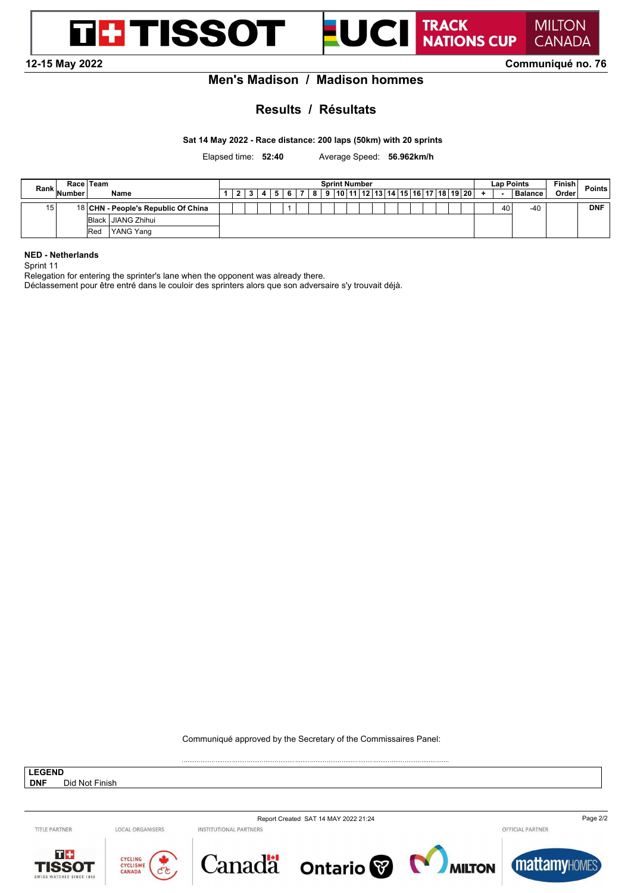12-15 May 2022 Communiqué no. 76

## Men's Madison / Madison hommes

## Results / Résultats

**Sat 14 May 2022 - Race distance: 200 laps (50km) with 20 sprints**

Elapsed time: **52:40** Average Speed: **56.962km/h**

| Rank | Race Number | Team / Name | | Sprint Number | | | | | | | | | | | | | | | | | | | | Lap Points | | | Finish Order | Points |
|---|---|---|---|---|---|---|---|---|---|---|---|---|---|---|---|---|---|---|---|---|---|---|---|---|---|---|---|---|
| | | | | 1 | 2 | 3 | 4 | 5 | 6 | 7 | 8 | 9 | 10 | 11 | 12 | 13 | 14 | 15 | 16 | 17 | 18 | 19 | 20 | + | - | Balance | | |
| 15 | 18 | CHN - People's Republic Of China | | | | | | | 1 | | | | | | | | | | | | | | | | 40 | -40 | | DNF |
| | | Black | JIANG Zhihui | | | | | | | | | | | | | | | | | | | | | | | | | |
| | | Red | YANG Yang | | | | | | | | | | | | | | | | | | | | | | | | | |

**NED - Netherlands**
Sprint 11
Relegation for entering the sprinter's lane when the opponent was already there.
Déclassement pour être entré dans le couloir des sprinters alors que son adversaire s'y trouvait déjà.

Communiqué approved by the Secretary of the Commissaires Panel:

**LEGEND**
**DNF** Did Not Finish

Report Created SAT 14 MAY 2022 21:24